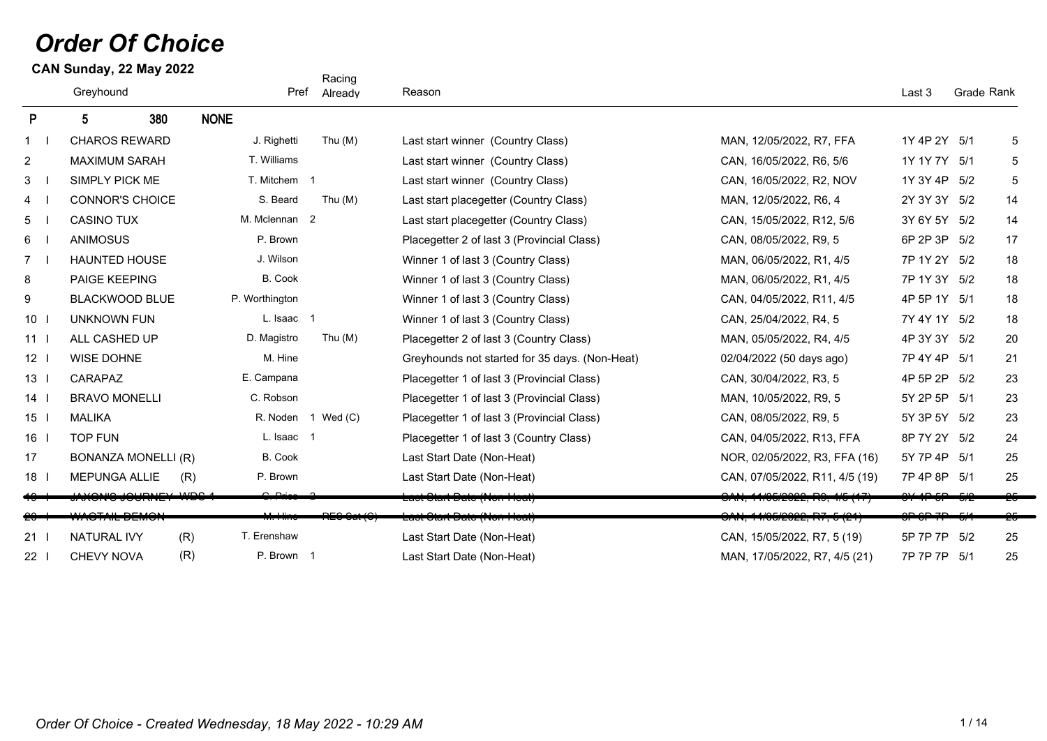# Order Of Choice

**CAN Sunday, 22 May 2022**

| | | Greyhound | Pref | Racing Already | Reason | | Last 3 | Grade | Rank |
|---|---|---|---|---|---|---|---|---|---|
| **P** | | **5 380 NONE** | | | | | | | |
| 1 | I | CHAROS REWARD | J. Righetti | Thu (M) | Last start winner (Country Class) | MAN, 12/05/2022, R7, FFA | 1Y 4P 2Y | 5/1 | 5 |
| 2 | | MAXIMUM SARAH | T. Williams | | Last start winner (Country Class) | CAN, 16/05/2022, R6, 5/6 | 1Y 1Y 7Y | 5/1 | 5 |
| 3 | I | SIMPLY PICK ME | T. Mitchem 1 | | Last start winner (Country Class) | CAN, 16/05/2022, R2, NOV | 1Y 3Y 4P | 5/2 | 5 |
| 4 | I | CONNOR'S CHOICE | S. Beard | Thu (M) | Last start placegetter (Country Class) | MAN, 12/05/2022, R6, 4 | 2Y 3Y 3Y | 5/2 | 14 |
| 5 | I | CASINO TUX | M. Mclennan 2 | | Last start placegetter (Country Class) | CAN, 15/05/2022, R12, 5/6 | 3Y 6Y 5Y | 5/2 | 14 |
| 6 | I | ANIMOSUS | P. Brown | | Placegetter 2 of last 3 (Provincial Class) | CAN, 08/05/2022, R9, 5 | 6P 2P 3P | 5/2 | 17 |
| 7 | I | HAUNTED HOUSE | J. Wilson | | Winner 1 of last 3 (Country Class) | MAN, 06/05/2022, R1, 4/5 | 7P 1Y 2Y | 5/2 | 18 |
| 8 | | PAIGE KEEPING | B. Cook | | Winner 1 of last 3 (Country Class) | MAN, 06/05/2022, R1, 4/5 | 7P 1Y 3Y | 5/2 | 18 |
| 9 | | BLACKWOOD BLUE | P. Worthington | | Winner 1 of last 3 (Country Class) | CAN, 04/05/2022, R11, 4/5 | 4P 5P 1Y | 5/1 | 18 |
| 10 | I | UNKNOWN FUN | L. Isaac 1 | | Winner 1 of last 3 (Country Class) | CAN, 25/04/2022, R4, 5 | 7Y 4Y 1Y | 5/2 | 18 |
| 11 | I | ALL CASHED UP | D. Magistro | Thu (M) | Placegetter 2 of last 3 (Country Class) | MAN, 05/05/2022, R4, 4/5 | 4P 3Y 3Y | 5/2 | 20 |
| 12 | I | WISE DOHNE | M. Hine | | Greyhounds not started for 35 days. (Non-Heat) | 02/04/2022 (50 days ago) | 7P 4Y 4P | 5/1 | 21 |
| 13 | I | CARAPAZ | E. Campana | | Placegetter 1 of last 3 (Provincial Class) | CAN, 30/04/2022, R3, 5 | 4P 5P 2P | 5/2 | 23 |
| 14 | I | BRAVO MONELLI | C. Robson | | Placegetter 1 of last 3 (Provincial Class) | MAN, 10/05/2022, R9, 5 | 5Y 2P 5P | 5/1 | 23 |
| 15 | I | MALIKA | R. Noden 1 | Wed (C) | Placegetter 1 of last 3 (Provincial Class) | CAN, 08/05/2022, R9, 5 | 5Y 3P 5Y | 5/2 | 23 |
| 16 | I | TOP FUN | L. Isaac 1 | | Placegetter 1 of last 3 (Country Class) | CAN, 04/05/2022, R13, FFA | 8P 7Y 2Y | 5/2 | 24 |
| 17 | | BONANZA MONELLI (R) | B. Cook | | Last Start Date (Non-Heat) | NOR, 02/05/2022, R3, FFA (16) | 5Y 7P 4P | 5/1 | 25 |
| 18 | I | MEPUNGA ALLIE (R) | P. Brown | | Last Start Date (Non-Heat) | CAN, 07/05/2022, R11, 4/5 (19) | 7P 4P 8P | 5/1 | 25 |
| ~~19~~ | ~~I~~ | ~~JAXON'S JOURNEY WDS 1~~ | ~~C. Price 2~~ | | ~~Last Start Date (Non-Heat)~~ | ~~CAN, 11/05/2022, R6, 4/5 (17)~~ | ~~6Y 4P 5P~~ | ~~5/2~~ | ~~25~~ |
| ~~20~~ | ~~I~~ | ~~WAGTAIL DEMON~~ | ~~M. Hine~~ | ~~RES Sat (C)~~ | ~~Last Start Date (Non-Heat)~~ | ~~CAN, 14/05/2022, R7, 5 (21)~~ | ~~8P 6P 7P~~ | ~~5/1~~ | ~~25~~ |
| 21 | I | NATURAL IVY (R) | T. Erenshaw | | Last Start Date (Non-Heat) | CAN, 15/05/2022, R7, 5 (19) | 5P 7P 7P | 5/2 | 25 |
| 22 | I | CHEVY NOVA (R) | P. Brown 1 | | Last Start Date (Non-Heat) | MAN, 17/05/2022, R7, 4/5 (21) | 7P 7P 7P | 5/1 | 25 |

*Order Of Choice - Created Wednesday, 18 May 2022 - 10:29 AM*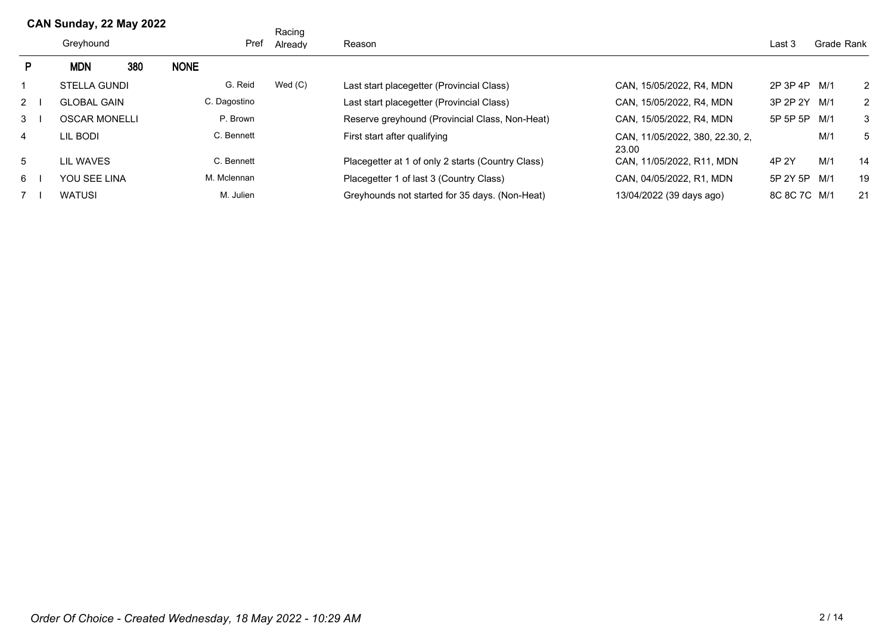## CAN Sunday, 22 May 2022

| P | | Greyhound | Pref | Racing Already | Reason | | Last 3 | Grade | Rank |
|---|---|---|---|---|---|---|---|---|---|
| | | **MDN 380** | **NONE** | | | | | | |
| 1 | | STELLA GUNDI | G. Reid | Wed (C) | Last start placegetter (Provincial Class) | CAN, 15/05/2022, R4, MDN | 2P 3P 4P | M/1 | 2 |
| 2 | I | GLOBAL GAIN | C. Dagostino | | Last start placegetter (Provincial Class) | CAN, 15/05/2022, R4, MDN | 3P 2P 2Y | M/1 | 2 |
| 3 | I | OSCAR MONELLI | P. Brown | | Reserve greyhound (Provincial Class, Non-Heat) | CAN, 15/05/2022, R4, MDN | 5P 5P 5P | M/1 | 3 |
| 4 | | LIL BODI | C. Bennett | | First start after qualifying | CAN, 11/05/2022, 380, 22.30, 2, 23.00 | | M/1 | 5 |
| 5 | | LIL WAVES | C. Bennett | | Placegetter at 1 of only 2 starts (Country Class) | CAN, 11/05/2022, R11, MDN | 4P 2Y | M/1 | 14 |
| 6 | I | YOU SEE LINA | M. Mclennan | | Placegetter 1 of last 3 (Country Class) | CAN, 04/05/2022, R1, MDN | 5P 2Y 5P | M/1 | 19 |
| 7 | I | WATUSI | M. Julien | | Greyhounds not started for 35 days. (Non-Heat) | 13/04/2022 (39 days ago) | 8C 8C 7C | M/1 | 21 |

*Order Of Choice - Created Wednesday, 18 May 2022 - 10:29 AM*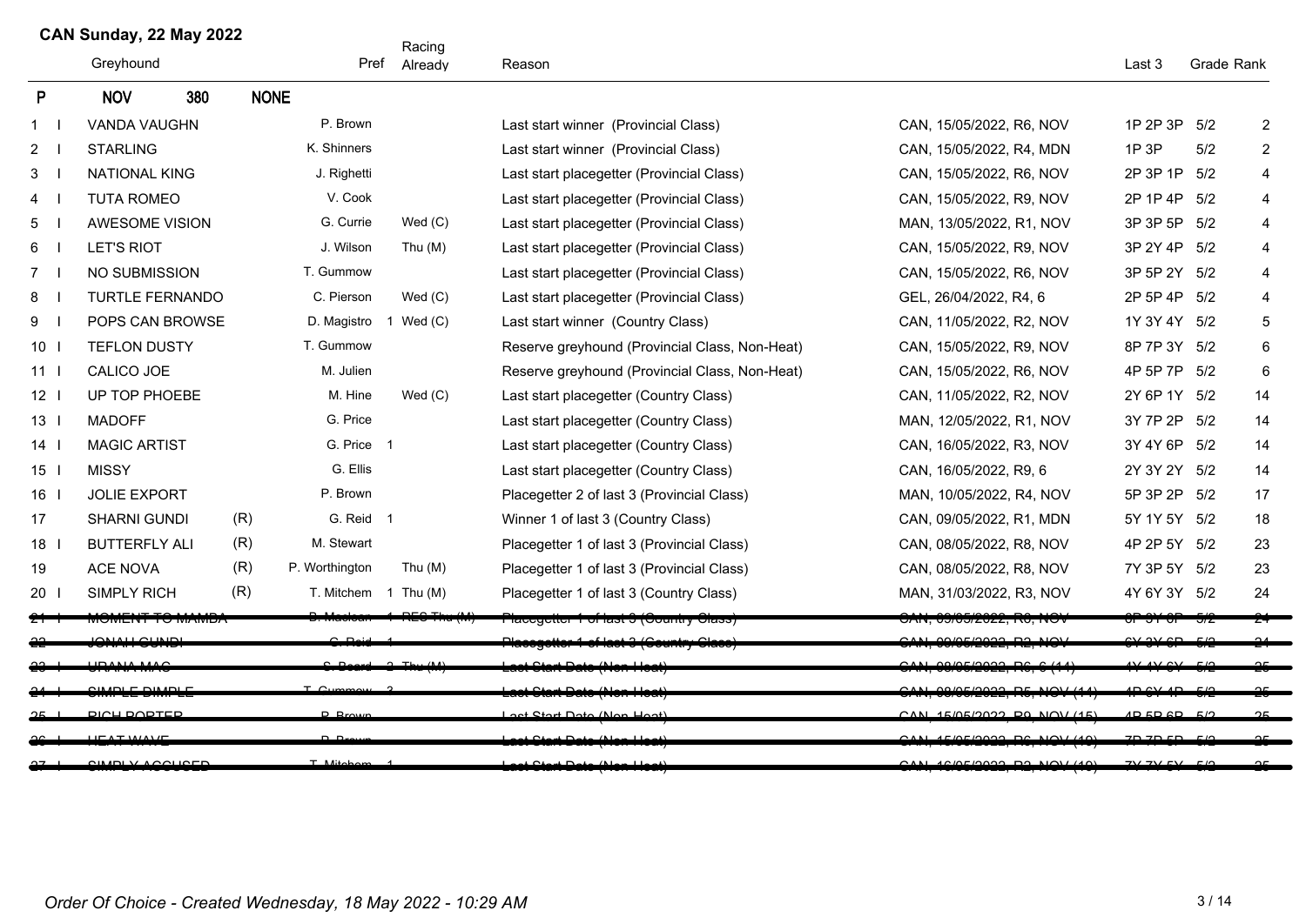## CAN Sunday, 22 May 2022

| | | Greyhound | | Pref | | Racing Already | Reason | | Last 3 | Grade | Rank |
|---|---|---|---|---|---|---|---|---|---|---|---|
| **P** | | **NOV 380** | | **NONE** | | | | | | | |
| 1 | I | VANDA VAUGHN | | P. Brown | | | Last start winner (Provincial Class) | CAN, 15/05/2022, R6, NOV | 1P 2P 3P | 5/2 | 2 |
| 2 | I | STARLING | | K. Shinners | | | Last start winner (Provincial Class) | CAN, 15/05/2022, R4, MDN | 1P 3P | 5/2 | 2 |
| 3 | I | NATIONAL KING | | J. Righetti | | | Last start placegetter (Provincial Class) | CAN, 15/05/2022, R6, NOV | 2P 3P 1P | 5/2 | 4 |
| 4 | I | TUTA ROMEO | | V. Cook | | | Last start placegetter (Provincial Class) | CAN, 15/05/2022, R9, NOV | 2P 1P 4P | 5/2 | 4 |
| 5 | I | AWESOME VISION | | G. Currie | | Wed (C) | Last start placegetter (Provincial Class) | MAN, 13/05/2022, R1, NOV | 3P 3P 5P | 5/2 | 4 |
| 6 | I | LET'S RIOT | | J. Wilson | | Thu (M) | Last start placegetter (Provincial Class) | CAN, 15/05/2022, R9, NOV | 3P 2Y 4P | 5/2 | 4 |
| 7 | I | NO SUBMISSION | | T. Gummow | | | Last start placegetter (Provincial Class) | CAN, 15/05/2022, R6, NOV | 3P 5P 2Y | 5/2 | 4 |
| 8 | I | TURTLE FERNANDO | | C. Pierson | | Wed (C) | Last start placegetter (Provincial Class) | GEL, 26/04/2022, R4, 6 | 2P 5P 4P | 5/2 | 4 |
| 9 | I | POPS CAN BROWSE | | D. Magistro | 1 | Wed (C) | Last start winner (Country Class) | CAN, 11/05/2022, R2, NOV | 1Y 3Y 4Y | 5/2 | 5 |
| 10 | I | TEFLON DUSTY | | T. Gummow | | | Reserve greyhound (Provincial Class, Non-Heat) | CAN, 15/05/2022, R9, NOV | 8P 7P 3Y | 5/2 | 6 |
| 11 | I | CALICO JOE | | M. Julien | | | Reserve greyhound (Provincial Class, Non-Heat) | CAN, 15/05/2022, R6, NOV | 4P 5P 7P | 5/2 | 6 |
| 12 | I | UP TOP PHOEBE | | M. Hine | | Wed (C) | Last start placegetter (Country Class) | CAN, 11/05/2022, R2, NOV | 2Y 6P 1Y | 5/2 | 14 |
| 13 | I | MADOFF | | G. Price | | | Last start placegetter (Country Class) | MAN, 12/05/2022, R1, NOV | 3Y 7P 2P | 5/2 | 14 |
| 14 | I | MAGIC ARTIST | | G. Price | 1 | | Last start placegetter (Country Class) | CAN, 16/05/2022, R3, NOV | 3Y 4Y 6P | 5/2 | 14 |
| 15 | I | MISSY | | G. Ellis | | | Last start placegetter (Country Class) | CAN, 16/05/2022, R9, 6 | 2Y 3Y 2Y | 5/2 | 14 |
| 16 | I | JOLIE EXPORT | | P. Brown | | | Placegetter 2 of last 3 (Provincial Class) | MAN, 10/05/2022, R4, NOV | 5P 3P 2P | 5/2 | 17 |
| 17 | | SHARNI GUNDI | (R) | G. Reid | 1 | | Winner 1 of last 3 (Country Class) | CAN, 09/05/2022, R1, MDN | 5Y 1Y 5Y | 5/2 | 18 |
| 18 | I | BUTTERFLY ALI | (R) | M. Stewart | | | Placegetter 1 of last 3 (Provincial Class) | CAN, 08/05/2022, R8, NOV | 4P 2P 5Y | 5/2 | 23 |
| 19 | | ACE NOVA | (R) | P. Worthington | | Thu (M) | Placegetter 1 of last 3 (Provincial Class) | CAN, 08/05/2022, R8, NOV | 7Y 3P 5Y | 5/2 | 23 |
| 20 | I | SIMPLY RICH | (R) | T. Mitchem | 1 | Thu (M) | Placegetter 1 of last 3 (Country Class) | MAN, 31/03/2022, R3, NOV | 4Y 6Y 3Y | 5/2 | 24 |
| ~~21~~ | ~~I~~ | ~~MOMENT TO MAMBA~~ | | ~~D. Maclean~~ | ~~1~~ | ~~RES Thu (M)~~ | ~~Placegetter 1 of last 3 (Country Class)~~ | ~~CAN, 09/05/2022, R6, NOV~~ | ~~6P 3Y 8P~~ | ~~5/2~~ | ~~24~~ |
| ~~22~~ | | ~~JONAH GUNDI~~ | | ~~G. Reid~~ | ~~1~~ | | ~~Placegetter 1 of last 3 (Country Class)~~ | ~~CAN, 09/05/2022, R2, NOV~~ | ~~6Y 3Y 6P~~ | ~~5/2~~ | ~~24~~ |
| ~~23~~ | ~~I~~ | ~~URANA MAC~~ | | ~~S. Beard~~ | ~~2~~ | ~~Thu (M)~~ | ~~Last Start Date (Non-Heat)~~ | ~~CAN, 08/05/2022, R6, 6 (14)~~ | ~~4Y 4Y 6Y~~ | ~~5/2~~ | ~~25~~ |
| ~~24~~ | ~~I~~ | ~~SIMPLE DIMPLE~~ | | ~~T. Gummow~~ | ~~3~~ | | ~~Last Start Date (Non-Heat)~~ | ~~CAN, 08/05/2022, R5, NOV (14)~~ | ~~4P 6Y 4P~~ | ~~5/2~~ | ~~25~~ |
| ~~25~~ | ~~I~~ | ~~RICH PORTER~~ | | ~~P. Brown~~ | | | ~~Last Start Date (Non-Heat)~~ | ~~CAN, 15/05/2022, R9, NOV (15)~~ | ~~4P 5P 6P~~ | ~~5/2~~ | ~~25~~ |
| ~~26~~ | ~~I~~ | ~~HEAT WAVE~~ | | ~~P. Brown~~ | | | ~~Last Start Date (Non-Heat)~~ | ~~CAN, 15/05/2022, R6, NOV (15)~~ | ~~7P 7P 5P~~ | ~~5/2~~ | ~~25~~ |
| ~~27~~ | ~~I~~ | ~~SIMPLY ACCUSED~~ | | ~~T. Mitchem~~ | ~~1~~ | | ~~Last Start Date (Non-Heat)~~ | ~~CAN, 16/05/2022, R3, NOV (16)~~ | ~~7Y 7Y 5Y~~ | ~~5/2~~ | ~~25~~ |

*Order Of Choice - Created Wednesday, 18 May 2022 - 10:29 AM*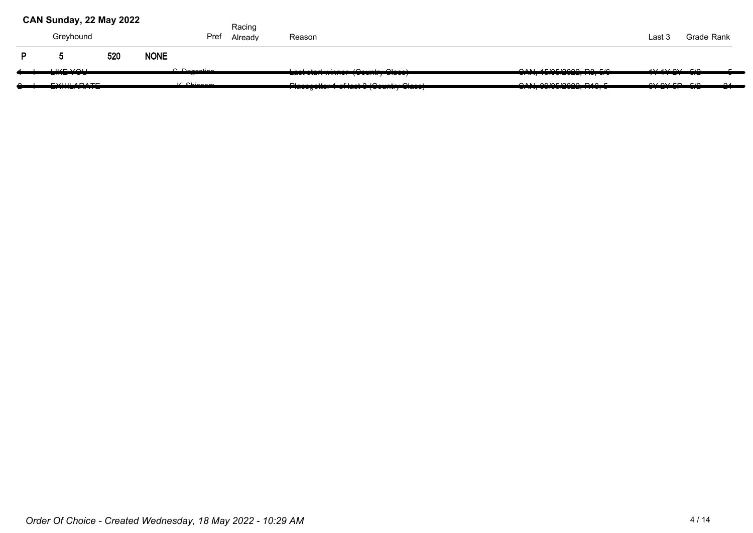**CAN Sunday, 22 May 2022**

| | Greyhound | | | Pref | Racing Already | Reason | | Last 3 | Grade | Rank |
|---|---|---|---|---|---|---|---|---|---|---|
| P | 5 | 520 | NONE | | | | | | | |
| ~~1~~ | ~~I~~ | ~~LIKE YOU~~ | | ~~C. Dagostino~~ | | ~~Last start winner (Country Class)~~ | ~~CAN, 15/05/2022, R8, 5/6~~ | ~~1Y 1Y 2Y~~ | ~~5/2~~ | ~~5~~ |
| ~~2~~ | ~~I~~ | ~~EXHILARATE~~ | | ~~K. Shippers~~ | | ~~Placegetter 1 of last 3 (Country Class)~~ | ~~CAN, 08/05/2022, R10, 5~~ | ~~6Y 2Y 5P~~ | ~~5/2~~ | ~~24~~ |

*Order Of Choice - Created Wednesday, 18 May 2022 - 10:29 AM*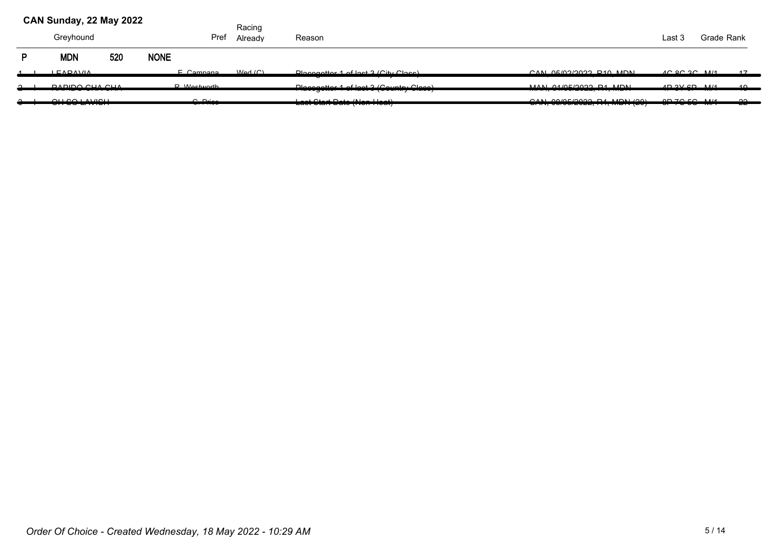# CAN Sunday, 22 May 2022

| | | Greyhound | | | Pref | Racing Already | Reason | | Last 3 | Grade | Rank |
|---|---|---|---|---|---|---|---|---|---|---|---|
| P | | MDN | 520 | NONE | | | | | | | |
| 1 | I | LEAPAVIA | | | E. Campana | Wed (C) | Placegetter 1 of last 3 (City Class) | CAN, 05/02/2022, R10, MDN | 4C 8C 3C | M/1 | 17 |
| 2 | I | RAPIDO CHA CHA | | | R. Wentworth | | Placegetter 1 of last 3 (Country Class) | MAN, 01/05/2022, R1, MDN | 4P 3Y 6P | M/1 | 19 |
| 3 | I | OH SO LAVISH | | | C. Price | | Last Start Date (Non Heat) | CAN, 08/05/2022, R4, MDN (20) | 8P 7C 5C | M/1 | 22 |

*Order Of Choice - Created Wednesday, 18 May 2022 - 10:29 AM*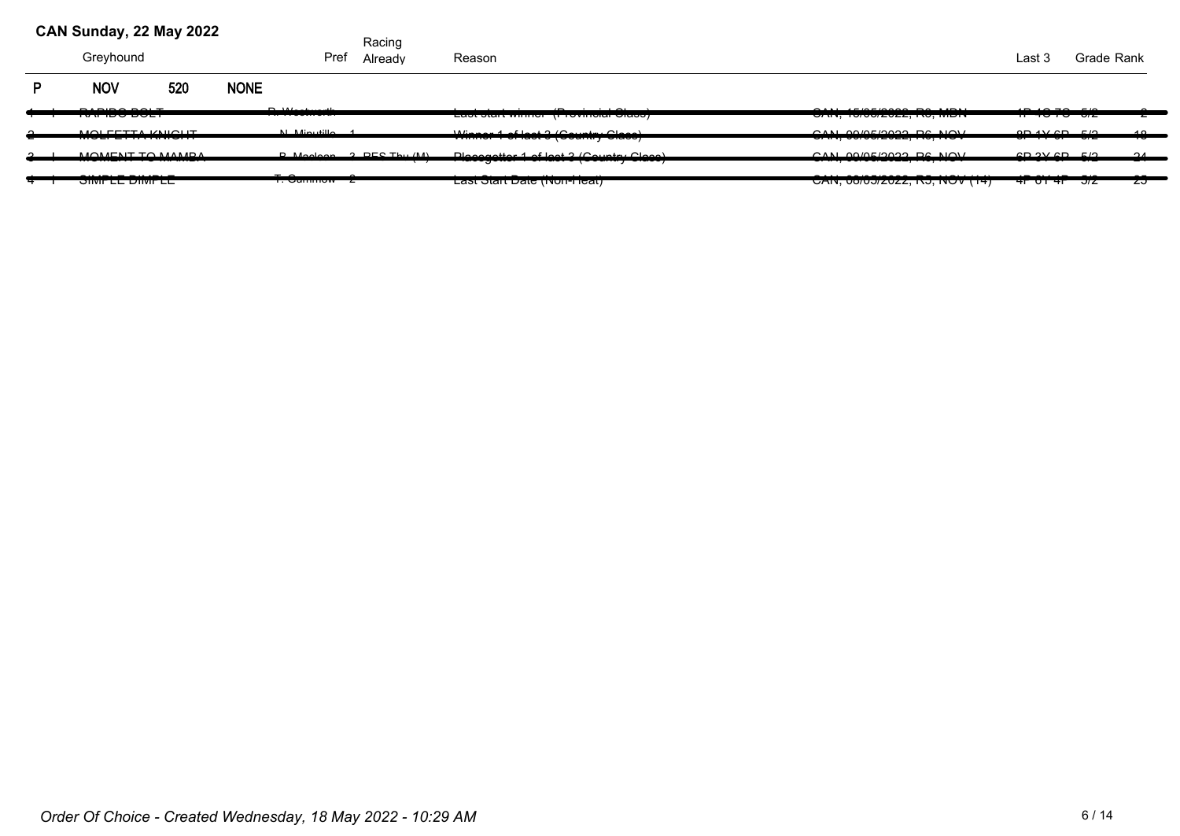**CAN Sunday, 22 May 2022**

| | | Greyhound | Pref | Racing Already | Reason | | Last 3 | Grade | Rank |
|---|---|---|---|---|---|---|---|---|---|
| **P** | | **NOV** **520** **NONE** | | | | | | | |
| ~~1~~ | ~~I~~ | ~~RAPIDO BOLT~~ | ~~R. Westworth~~ | | ~~Last start winner (Provincial Class)~~ | ~~CAN, 15/05/2022, R8, MDN~~ | ~~1P 1O 7O~~ | ~~5/2~~ | ~~2~~ |
| ~~2~~ | ~~I~~ | ~~MOLFETTA KNIGHT~~ | ~~N. Minutillo~~ | ~~1~~ | ~~Winner 1 of last 3 (Country Class)~~ | ~~CAN, 09/05/2022, R6, NOV~~ | ~~8P 1Y 6P~~ | ~~5/2~~ | ~~18~~ |
| ~~3~~ | ~~I~~ | ~~MOMENT TO MAMBA~~ | ~~R. Maclean~~ | ~~3 RES Thu (M)~~ | ~~Placegetter 1 of last 3 (Country Class)~~ | ~~CAN, 09/05/2022, R6, NOV~~ | ~~6P 3Y 6P~~ | ~~5/2~~ | ~~24~~ |
| ~~4~~ | ~~I~~ | ~~SIMPLE DIMPLE~~ | ~~T. Cummow~~ | ~~2~~ | ~~Last Start Date (Non-Heat)~~ | ~~CAN, 08/05/2022, R5, NOV (14)~~ | ~~4P 6Y 4P~~ | ~~5/2~~ | ~~25~~ |

*Order Of Choice - Created Wednesday, 18 May 2022 - 10:29 AM*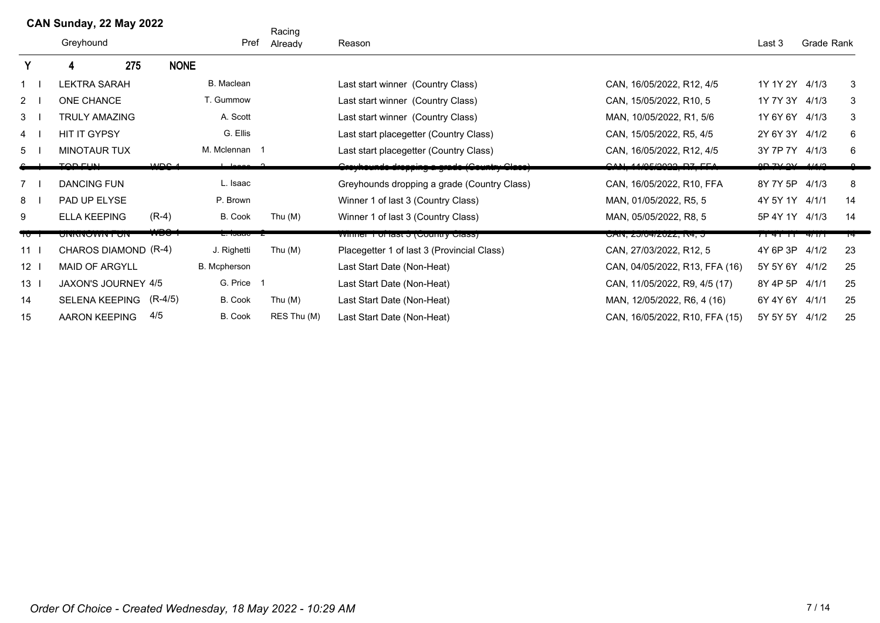## CAN Sunday, 22 May 2022

| | | Greyhound | | Pref | Racing Already | Reason | | Last 3 | Grade | Rank |
|---|---|---|---|---|---|---|---|---|---|---|
| Y | | 4 | 275 | NONE | | | | | | |
| 1 | I | LEKTRA SARAH | | B. Maclean | | Last start winner (Country Class) | CAN, 16/05/2022, R12, 4/5 | 1Y 1Y 2Y | 4/1/3 | 3 |
| 2 | I | ONE CHANCE | | T. Gummow | | Last start winner (Country Class) | CAN, 15/05/2022, R10, 5 | 1Y 7Y 3Y | 4/1/3 | 3 |
| 3 | I | TRULY AMAZING | | A. Scott | | Last start winner (Country Class) | MAN, 10/05/2022, R1, 5/6 | 1Y 6Y 6Y | 4/1/3 | 3 |
| 4 | I | HIT IT GYPSY | | G. Ellis | | Last start placegetter (Country Class) | CAN, 15/05/2022, R5, 4/5 | 2Y 6Y 3Y | 4/1/2 | 6 |
| 5 | I | MINOTAUR TUX | | M. Mclennan 1 | | Last start placegetter (Country Class) | CAN, 16/05/2022, R12, 4/5 | 3Y 7P 7Y | 4/1/3 | 6 |
| ~~6~~ | ~~I~~ | ~~TOP FUN~~ | ~~WDS 1~~ | ~~L. Isaac 2~~ | | ~~Greyhounds dropping a grade (Country Class)~~ | ~~CAN, 11/05/2022, R7, FFA~~ | ~~8P 7Y 2Y~~ | ~~4/1/3~~ | ~~8~~ |
| 7 | I | DANCING FUN | | L. Isaac | | Greyhounds dropping a grade (Country Class) | CAN, 16/05/2022, R10, FFA | 8Y 7Y 5P | 4/1/3 | 8 |
| 8 | I | PAD UP ELYSE | | P. Brown | | Winner 1 of last 3 (Country Class) | MAN, 01/05/2022, R5, 5 | 4Y 5Y 1Y | 4/1/1 | 14 |
| 9 | | ELLA KEEPING | (R-4) | B. Cook | Thu (M) | Winner 1 of last 3 (Country Class) | MAN, 05/05/2022, R8, 5 | 5P 4Y 1Y | 4/1/3 | 14 |
| ~~10~~ | ~~I~~ | ~~UNKNOWN FUN~~ | ~~WDS 1~~ | ~~L. Isaac 2~~ | | ~~Winner 1 of last 3 (Country Class)~~ | ~~CAN, 25/04/2022, R4, 5~~ | ~~7Y 4Y 1Y~~ | ~~4/1/1~~ | ~~14~~ |
| 11 | I | CHAROS DIAMOND | (R-4) | J. Righetti | Thu (M) | Placegetter 1 of last 3 (Provincial Class) | CAN, 27/03/2022, R12, 5 | 4Y 6P 3P | 4/1/2 | 23 |
| 12 | I | MAID OF ARGYLL | | B. Mcpherson | | Last Start Date (Non-Heat) | CAN, 04/05/2022, R13, FFA (16) | 5Y 5Y 6Y | 4/1/2 | 25 |
| 13 | I | JAXON'S JOURNEY | 4/5 | G. Price 1 | | Last Start Date (Non-Heat) | CAN, 11/05/2022, R9, 4/5 (17) | 8Y 4P 5P | 4/1/1 | 25 |
| 14 | | SELENA KEEPING | (R-4/5) | B. Cook | Thu (M) | Last Start Date (Non-Heat) | MAN, 12/05/2022, R6, 4 (16) | 6Y 4Y 6Y | 4/1/1 | 25 |
| 15 | | AARON KEEPING | 4/5 | B. Cook | RES Thu (M) | Last Start Date (Non-Heat) | CAN, 16/05/2022, R10, FFA (15) | 5Y 5Y 5Y | 4/1/2 | 25 |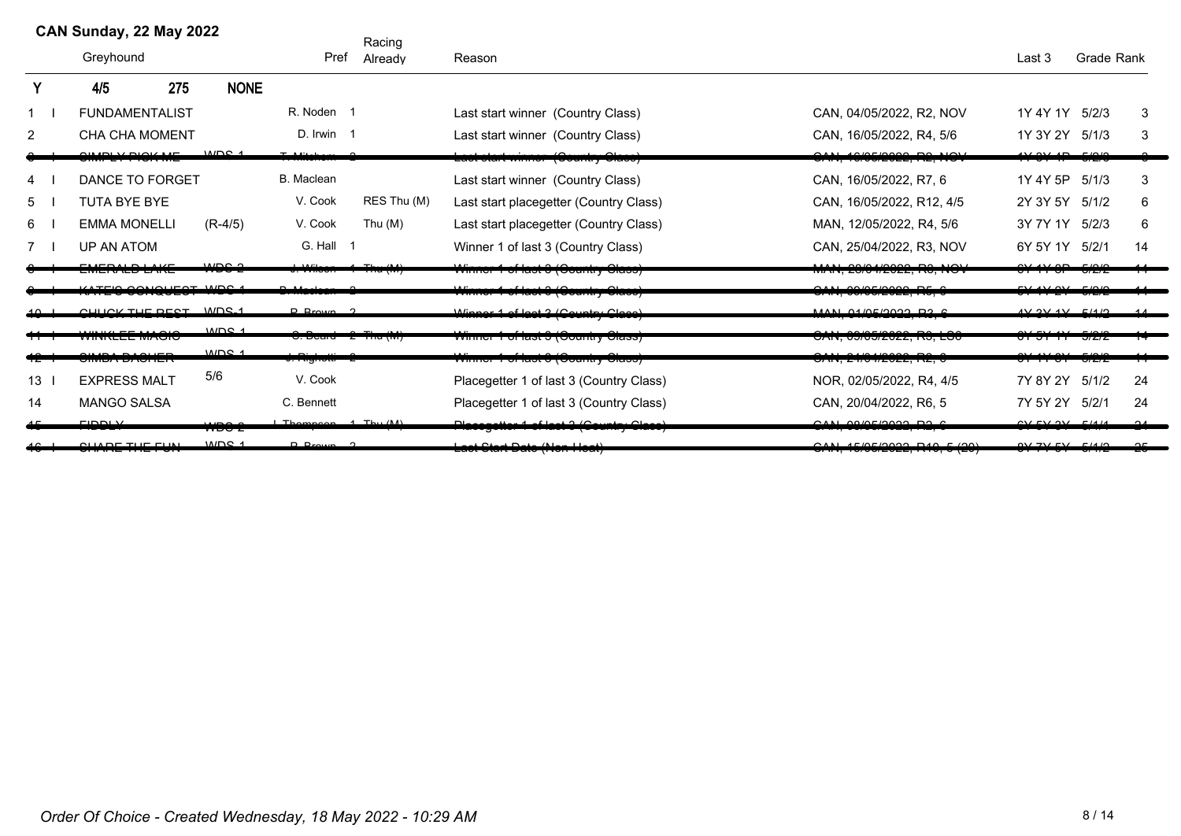**CAN Sunday, 22 May 2022**

| | | Greyhound | | Pref | Racing Already | Reason | | Last 3 | Grade | Rank |
|---|---|---|---|---|---|---|---|---|---|---|
| **Y** | | **4/5** | **275** **NONE** | | | | | | | |
| 1 | I | FUNDAMENTALIST | | R. Noden 1 | | Last start winner (Country Class) | CAN, 04/05/2022, R2, NOV | 1Y 4Y 1Y | 5/2/3 | 3 |
| 2 | | CHA CHA MOMENT | | D. Irwin 1 | | Last start winner (Country Class) | CAN, 16/05/2022, R4, 5/6 | 1Y 3Y 2Y | 5/1/3 | 3 |
| ~~3~~ | ~~I~~ | ~~SIMPLY PICK ME~~ | ~~WDS 1~~ | ~~T. Mitchem 2~~ | | ~~Last start winner (Country Class)~~ | ~~CAN, 16/05/2022, R2, NOV~~ | ~~1Y 3Y 1P~~ | ~~5/2/3~~ | ~~3~~ |
| 4 | I | DANCE TO FORGET | | B. Maclean | | Last start winner (Country Class) | CAN, 16/05/2022, R7, 6 | 1Y 4Y 5P | 5/1/3 | 3 |
| 5 | I | TUTA BYE BYE | | V. Cook | RES Thu (M) | Last start placegetter (Country Class) | CAN, 16/05/2022, R12, 4/5 | 2Y 3Y 5Y | 5/1/2 | 6 |
| 6 | I | EMMA MONELLI | (R-4/5) | V. Cook | Thu (M) | Last start placegetter (Country Class) | MAN, 12/05/2022, R4, 5/6 | 3Y 7Y 1Y | 5/2/3 | 6 |
| 7 | I | UP AN ATOM | | G. Hall 1 | | Winner 1 of last 3 (Country Class) | CAN, 25/04/2022, R3, NOV | 6Y 5Y 1Y | 5/2/1 | 14 |
| ~~8~~ | ~~I~~ | ~~EMERALD LAKE~~ | ~~WDS 2~~ | ~~J. Wilson 1~~ | ~~Thu (M)~~ | ~~Winner 1 of last 3 (Country Class)~~ | ~~MAN, 28/04/2022, R8, NOV~~ | ~~6Y 4Y 8P~~ | ~~5/2/2~~ | ~~14~~ |
| ~~9~~ | ~~I~~ | ~~KATE'S CONQUEST~~ | ~~WDS 1~~ | ~~B. Maclean 2~~ | | ~~Winner 1 of last 3 (Country Class)~~ | ~~CAN, 09/05/2022, R5, 6~~ | ~~5Y 4Y 2Y~~ | ~~5/2/2~~ | ~~14~~ |
| ~~10~~ | ~~I~~ | ~~CHUCK THE REST~~ | ~~WDS 1~~ | ~~P. Brown 2~~ | | ~~Winner 1 of last 3 (Country Class)~~ | ~~MAN, 01/05/2022, R3, 6~~ | ~~4Y 3Y 1Y~~ | ~~5/1/2~~ | ~~14~~ |
| ~~11~~ | ~~I~~ | ~~WINKLEE MAGIC~~ | ~~WDS 1~~ | ~~C. Beard 2~~ | ~~Thu (M)~~ | ~~Winner 1 of last 3 (Country Class)~~ | ~~CAN, 09/05/2022, R9, LG8~~ | ~~6Y 5Y 1Y~~ | ~~5/2/2~~ | ~~14~~ |
| ~~12~~ | ~~I~~ | ~~SIMBA DASHER~~ | ~~WDS 1~~ | ~~J. Righetti 2~~ | | ~~Winner 1 of last 3 (Country Class)~~ | ~~CAN, 24/04/2022, R2, 6~~ | ~~6Y 1Y 8Y~~ | ~~5/2/2~~ | ~~14~~ |
| 13 | I | EXPRESS MALT | 5/6 | V. Cook | | Placegetter 1 of last 3 (Country Class) | NOR, 02/05/2022, R4, 4/5 | 7Y 8Y 2Y | 5/1/2 | 24 |
| 14 | | MANGO SALSA | | C. Bennett | | Placegetter 1 of last 3 (Country Class) | CAN, 20/04/2022, R6, 5 | 7Y 5Y 2Y | 5/2/1 | 24 |
| ~~15~~ | | ~~FIDDLY~~ | ~~WDS 2~~ | ~~L. Thompson 1~~ | ~~Thu (M)~~ | ~~Placegetter 1 of last 3 (Country Class)~~ | ~~CAN, 08/05/2022, R2, 6~~ | ~~6Y 5Y 3Y~~ | ~~5/1/1~~ | ~~24~~ |
| ~~16~~ | ~~I~~ | ~~SHARE THE FUN~~ | ~~WDS 1~~ | ~~P. Brown 2~~ | | ~~Last Start Date (Non Heat)~~ | ~~CAN, 15/05/2022, R10, 5 (20)~~ | ~~8Y 7Y 5Y~~ | ~~5/1/2~~ | ~~25~~ |

*Order Of Choice - Created Wednesday, 18 May 2022 - 10:29 AM*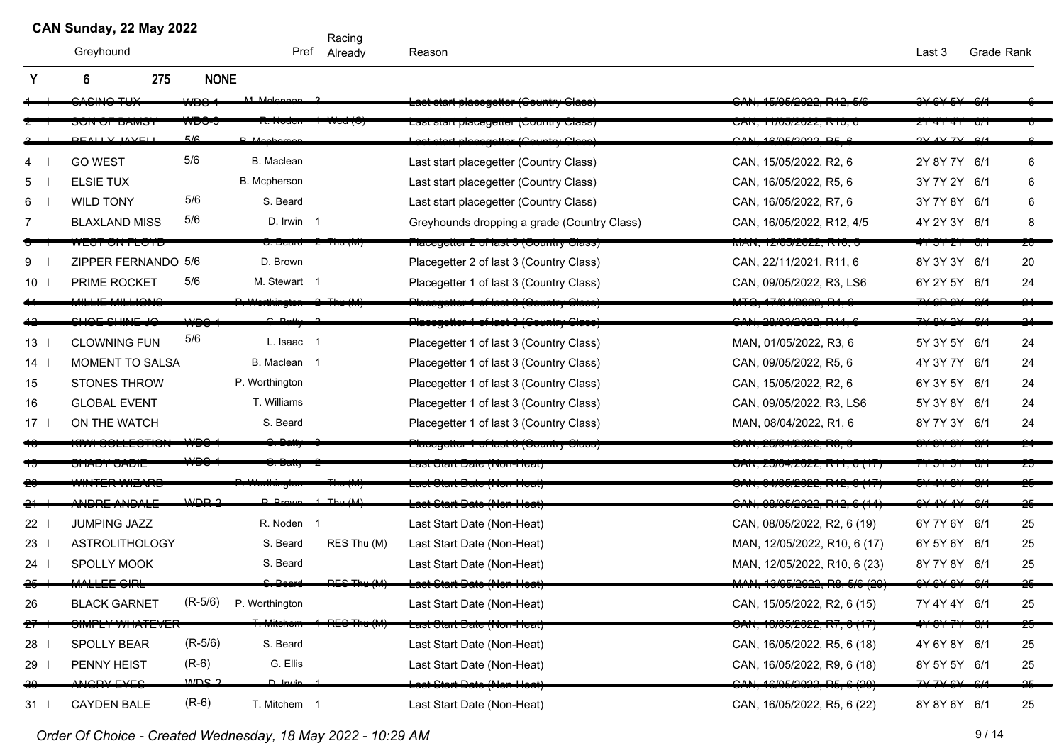**CAN Sunday, 22 May 2022**

| # | | Greyhound | | Pref | Racing Already | Reason | | Last 3 | Grade | Rank |
|---|---|---|---|---|---|---|---|---|---|---|
| Y | | 6 | 275 | NONE | | | | | | |
| ~~1~~ | ~~I~~ | ~~CASINO TUX~~ | ~~WDS 1~~ | ~~M. Maclennan~~ | ~~3~~ | ~~Last start placegetter (Country Class)~~ | ~~CAN, 15/05/2022, R12, 5/6~~ | ~~3Y 6Y 5Y~~ | ~~6/1~~ | ~~6~~ |
| ~~2~~ | ~~I~~ | ~~SON OF BAMSY~~ | ~~WDS 3~~ | ~~R. Noden~~ | ~~1 Wed (G)~~ | ~~Last start placegetter (Country Class)~~ | ~~CAN, 11/05/2022, R10, 6~~ | ~~2Y 4Y 4Y~~ | ~~6/1~~ | ~~6~~ |
| ~~3~~ | ~~I~~ | ~~REALLY JAYELL~~ | ~~5/6~~ | ~~B. Mcpherson~~ | | ~~Last start placegetter (Country Class)~~ | ~~CAN, 16/05/2022, R5, 6~~ | ~~2Y 4Y 7Y~~ | ~~6/1~~ | ~~6~~ |
| 4 | I | GO WEST | 5/6 | B. Maclean | | Last start placegetter (Country Class) | CAN, 15/05/2022, R2, 6 | 2Y 8Y 7Y | 6/1 | 6 |
| 5 | I | ELSIE TUX | | B. Mcpherson | | Last start placegetter (Country Class) | CAN, 16/05/2022, R5, 6 | 3Y 7Y 2Y | 6/1 | 6 |
| 6 | I | WILD TONY | 5/6 | S. Beard | | Last start placegetter (Country Class) | CAN, 16/05/2022, R7, 6 | 3Y 7Y 8Y | 6/1 | 6 |
| 7 | | BLAXLAND MISS | 5/6 | D. Irwin | 1 | Greyhounds dropping a grade (Country Class) | CAN, 16/05/2022, R12, 4/5 | 4Y 2Y 3Y | 6/1 | 8 |
| ~~8~~ | ~~I~~ | ~~WEST ON FLOYD~~ | | ~~S. Beard~~ | ~~2 Thu (M)~~ | ~~Placegetter 2 of last 3 (Country Class)~~ | ~~MAN, 12/05/2022, R10, 6~~ | ~~4Y 3Y 2Y~~ | ~~6/1~~ | ~~20~~ |
| 9 | I | ZIPPER FERNANDO | 5/6 | D. Brown | | Placegetter 2 of last 3 (Country Class) | CAN, 22/11/2021, R11, 6 | 8Y 3Y 3Y | 6/1 | 20 |
| 10 | I | PRIME ROCKET | 5/6 | M. Stewart | 1 | Placegetter 1 of last 3 (Country Class) | CAN, 09/05/2022, R3, LS6 | 6Y 2Y 5Y | 6/1 | 24 |
| ~~11~~ | ~~I~~ | ~~MILLIE MILLIONS~~ | | ~~P. Worthington~~ | ~~2 Thu (M)~~ | ~~Placegetter 1 of last 3 (Country Class)~~ | ~~MTG, 17/04/2022, R4, 6~~ | ~~7Y 6P 2Y~~ | ~~6/1~~ | ~~24~~ |
| ~~12~~ | ~~I~~ | ~~SHOE SHINE JO~~ | ~~WDS 1~~ | ~~C. Batty~~ | ~~3~~ | ~~Placegetter 1 of last 3 (Country Class)~~ | ~~CAN, 28/03/2022, R11, 6~~ | ~~7Y 8Y 2Y~~ | ~~6/1~~ | ~~24~~ |
| 13 | I | CLOWNING FUN | 5/6 | L. Isaac | 1 | Placegetter 1 of last 3 (Country Class) | MAN, 01/05/2022, R3, 6 | 5Y 3Y 5Y | 6/1 | 24 |
| 14 | I | MOMENT TO SALSA | | B. Maclean | 1 | Placegetter 1 of last 3 (Country Class) | CAN, 09/05/2022, R5, 6 | 4Y 3Y 7Y | 6/1 | 24 |
| 15 | | STONES THROW | | P. Worthington | | Placegetter 1 of last 3 (Country Class) | CAN, 15/05/2022, R2, 6 | 6Y 3Y 5Y | 6/1 | 24 |
| 16 | | GLOBAL EVENT | | T. Williams | | Placegetter 1 of last 3 (Country Class) | CAN, 09/05/2022, R3, LS6 | 5Y 3Y 8Y | 6/1 | 24 |
| 17 | I | ON THE WATCH | | S. Beard | | Placegetter 1 of last 3 (Country Class) | MAN, 08/04/2022, R1, 6 | 8Y 7Y 3Y | 6/1 | 24 |
| ~~18~~ | | ~~KIWI COLLECTION~~ | ~~WDS 1~~ | ~~C. Batty~~ | ~~3~~ | ~~Placegetter 1 of last 3 (Country Class)~~ | ~~CAN, 25/04/2022, R8, 6~~ | ~~6Y 3Y 8Y~~ | ~~6/1~~ | ~~24~~ |
| ~~19~~ | | ~~SHADY SADIE~~ | ~~WDS 1~~ | ~~C. Batty~~ | ~~2~~ | ~~Last Start Date (Non-Heat)~~ | ~~CAN, 25/04/2022, R11, 6 (17)~~ | ~~7Y 5Y 5Y~~ | ~~6/1~~ | ~~25~~ |
| ~~20~~ | | ~~WINTER WIZARD~~ | | ~~P. Worthington~~ | ~~Thu (M)~~ | ~~Last Start Date (Non-Heat)~~ | ~~CAN, 04/05/2022, R12, 6 (17)~~ | ~~5Y 4Y 8Y~~ | ~~6/1~~ | ~~25~~ |
| ~~21~~ | ~~I~~ | ~~ANDRE ANDALE~~ | ~~WDR 2~~ | ~~D. Brown~~ | ~~1 Thu (M)~~ | ~~Last Start Date (Non-Heat)~~ | ~~CAN, 08/05/2022, R12, 6 (14)~~ | ~~6Y 4Y 4Y~~ | ~~6/1~~ | ~~25~~ |
| 22 | I | JUMPING JAZZ | | R. Noden | 1 | Last Start Date (Non-Heat) | CAN, 08/05/2022, R2, 6 (19) | 6Y 7Y 6Y | 6/1 | 25 |
| 23 | I | ASTROLITHOLOGY | | S. Beard | RES Thu (M) | Last Start Date (Non-Heat) | MAN, 12/05/2022, R10, 6 (17) | 6Y 5Y 6Y | 6/1 | 25 |
| 24 | I | SPOLLY MOOK | | S. Beard | | Last Start Date (Non-Heat) | MAN, 12/05/2022, R10, 6 (23) | 8Y 7Y 8Y | 6/1 | 25 |
| ~~25~~ | ~~I~~ | ~~MALLEE GIRL~~ | | ~~S. Beard~~ | ~~RES Thu (M)~~ | ~~Last Start Date (Non-Heat)~~ | ~~MAN, 13/05/2022, R8, 5/6 (20)~~ | ~~6Y 6Y 8Y~~ | ~~6/1~~ | ~~25~~ |
| 26 | | BLACK GARNET | (R-5/6) | P. Worthington | | Last Start Date (Non-Heat) | CAN, 15/05/2022, R2, 6 (15) | 7Y 4Y 4Y | 6/1 | 25 |
| ~~27~~ | ~~I~~ | ~~SIMPLY WHATEVER~~ | | ~~T. Mitchem~~ | ~~1 RES Thu (M)~~ | ~~Last Start Date (Non-Heat)~~ | ~~CAN, 16/05/2022, R7, 6 (17)~~ | ~~4Y 6Y 7Y~~ | ~~6/1~~ | ~~25~~ |
| 28 | I | SPOLLY BEAR | (R-5/6) | S. Beard | | Last Start Date (Non-Heat) | CAN, 16/05/2022, R5, 6 (18) | 4Y 6Y 8Y | 6/1 | 25 |
| 29 | I | PENNY HEIST | (R-6) | G. Ellis | | Last Start Date (Non-Heat) | CAN, 16/05/2022, R9, 6 (18) | 8Y 5Y 5Y | 6/1 | 25 |
| ~~30~~ | | ~~ANGRY EYES~~ | ~~WDS 2~~ | ~~D. Irwin~~ | ~~1~~ | ~~Last Start Date (Non-Heat)~~ | ~~CAN, 16/05/2022, R5, 6 (20)~~ | ~~7Y 7Y 6Y~~ | ~~6/1~~ | ~~25~~ |
| 31 | I | CAYDEN BALE | (R-6) | T. Mitchem | 1 | Last Start Date (Non-Heat) | CAN, 16/05/2022, R5, 6 (22) | 8Y 8Y 6Y | 6/1 | 25 |

*Order Of Choice - Created Wednesday, 18 May 2022 - 10:29 AM*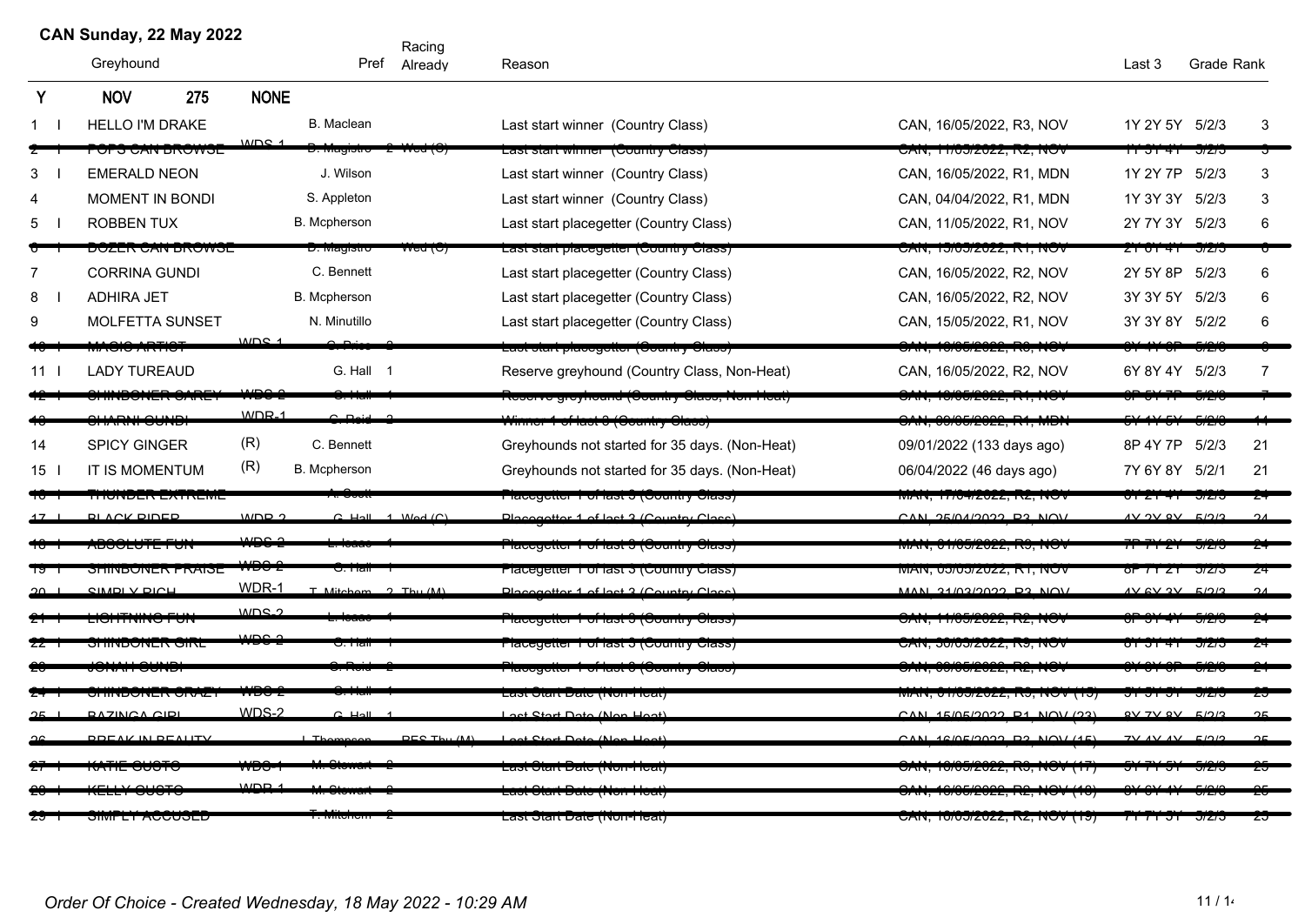## CAN Sunday, 22 May 2022

| Y | | Greyhound | | Pref | Racing Already | Reason | | Last 3 | Grade | Rank |
|---|---|---|---|---|---|---|---|---|---|---|
| NOV 275 NONE | | | | | | | | | | |
| 1 | I | HELLO I'M DRAKE | | B. Maclean | | Last start winner (Country Class) | CAN, 16/05/2022, R3, NOV | 1Y 2Y 5Y | 5/2/3 | 3 |
| ~~2~~ | ~~I~~ | ~~POPS CAN BROWSE~~ | ~~WDS-1~~ | ~~D. Magistro~~ | ~~2 Wed (C)~~ | ~~Last start winner (Country Class)~~ | ~~CAN, 11/05/2022, R2, NOV~~ | ~~1Y 3Y 4Y~~ | ~~5/2/3~~ | ~~3~~ |
| 3 | I | EMERALD NEON | | J. Wilson | | Last start winner (Country Class) | CAN, 16/05/2022, R1, MDN | 1Y 2Y 7P | 5/2/3 | 3 |
| 4 | | MOMENT IN BONDI | | S. Appleton | | Last start winner (Country Class) | CAN, 04/04/2022, R1, MDN | 1Y 3Y 3Y | 5/2/3 | 3 |
| 5 | I | ROBBEN TUX | | B. Mcpherson | | Last start placegetter (Country Class) | CAN, 11/05/2022, R1, NOV | 2Y 7Y 3Y | 5/2/3 | 6 |
| ~~6~~ | ~~I~~ | ~~DOZER CAN BROWSE~~ | | ~~D. Magistro~~ | ~~Wed (C)~~ | ~~Last start placegetter (Country Class)~~ | ~~CAN, 15/05/2022, R1, NOV~~ | ~~2Y 6Y 4Y~~ | ~~5/2/3~~ | ~~6~~ |
| 7 | | CORRINA GUNDI | | C. Bennett | | Last start placegetter (Country Class) | CAN, 16/05/2022, R2, NOV | 2Y 5Y 8P | 5/2/3 | 6 |
| 8 | I | ADHIRA JET | | B. Mcpherson | | Last start placegetter (Country Class) | CAN, 16/05/2022, R2, NOV | 3Y 3Y 5Y | 5/2/3 | 6 |
| 9 | | MOLFETTA SUNSET | | N. Minutillo | | Last start placegetter (Country Class) | CAN, 15/05/2022, R1, NOV | 3Y 3Y 8Y | 5/2/2 | 6 |
| ~~10~~ | ~~I~~ | ~~MAGIC ARTIST~~ | ~~WDS-1~~ | ~~C. Price~~ | ~~2~~ | ~~Last start placegetter (Country Class)~~ | ~~CAN, 16/05/2022, R3, NOV~~ | ~~3Y 4Y 8P~~ | ~~5/2/3~~ | ~~6~~ |
| 11 | I | LADY TUREAUD | | G. Hall | 1 | Reserve greyhound (Country Class, Non-Heat) | CAN, 16/05/2022, R2, NOV | 6Y 8Y 4Y | 5/2/3 | 7 |
| ~~12~~ | ~~I~~ | ~~SHINBONER CAREY~~ | ~~WDS-2~~ | ~~G. Hall~~ | ~~1~~ | ~~Reserve greyhound (Country Class, Non-Heat)~~ | ~~CAN, 16/05/2022, R1, NOV~~ | ~~6P 5Y 7P~~ | ~~5/2/3~~ | ~~7~~ |
| ~~13~~ | | ~~CHARNI GUNDI~~ | ~~WDR-1~~ | ~~C. Reid~~ | ~~2~~ | ~~Winner 1 of last 3 (Country Class)~~ | ~~CAN, 09/05/2022, R1, MDN~~ | ~~5Y 1Y 6Y~~ | ~~5/2/3~~ | ~~11~~ |
| 14 | | SPICY GINGER | (R) | C. Bennett | | Greyhounds not started for 35 days. (Non-Heat) | 09/01/2022 (133 days ago) | 8P 4Y 7P | 5/2/3 | 21 |
| 15 | I | IT IS MOMENTUM | (R) | B. Mcpherson | | Greyhounds not started for 35 days. (Non-Heat) | 06/04/2022 (46 days ago) | 7Y 6Y 8Y | 5/2/1 | 21 |
| ~~16~~ | ~~I~~ | ~~THUNDER EXTREME~~ | | ~~A. Scott~~ | | ~~Placegetter 1 of last 3 (Country Class)~~ | ~~MAN, 17/04/2022, R2, NOV~~ | ~~6Y 2Y 4Y~~ | ~~5/2/3~~ | ~~24~~ |
| ~~17~~ | ~~I~~ | ~~BLACK RIDER~~ | ~~WDR-2~~ | ~~G. Hall~~ | ~~1 Wed (C)~~ | ~~Placegetter 1 of last 3 (Country Class)~~ | ~~CAN, 25/04/2022, R3, NOV~~ | ~~4Y 2Y 8Y~~ | ~~5/2/3~~ | ~~24~~ |
| ~~18~~ | ~~I~~ | ~~ABSOLUTE FUN~~ | ~~WDS-2~~ | ~~L. Isaac~~ | ~~1~~ | ~~Placegetter 1 of last 3 (Country Class)~~ | ~~MAN, 01/05/2022, R3, NOV~~ | ~~7P 7Y 2Y~~ | ~~5/2/3~~ | ~~24~~ |
| ~~19~~ | ~~I~~ | ~~SHINBONER PRAISE~~ | ~~WDS-2~~ | ~~G. Hall~~ | ~~1~~ | ~~Placegetter 1 of last 3 (Country Class)~~ | ~~MAN, 03/05/2022, R1, NOV~~ | ~~8P 7Y 2Y~~ | ~~5/2/3~~ | ~~24~~ |
| ~~20~~ | ~~I~~ | ~~SIMPLY RICH~~ | ~~WDR-1~~ | ~~T. Mitchem~~ | ~~2 Thu (M)~~ | ~~Placegetter 1 of last 3 (Country Class)~~ | ~~MAN, 31/03/2022, R3, NOV~~ | ~~4Y 6Y 3Y~~ | ~~5/2/3~~ | ~~24~~ |
| ~~21~~ | ~~I~~ | ~~LIGHTNING FUN~~ | ~~WDS-2~~ | ~~L. Isaac~~ | ~~1~~ | ~~Placegetter 1 of last 3 (Country Class)~~ | ~~CAN, 11/05/2022, R2, NOV~~ | ~~6P 3Y 4Y~~ | ~~5/2/3~~ | ~~24~~ |
| ~~22~~ | ~~I~~ | ~~SHINBONER GIRL~~ | ~~WDS-2~~ | ~~G. Hall~~ | ~~1~~ | ~~Placegetter 1 of last 3 (Country Class)~~ | ~~CAN, 30/03/2022, R3, NOV~~ | ~~8Y 3Y 4Y~~ | ~~5/2/3~~ | ~~24~~ |
| ~~23~~ | | ~~JONAH GUNDI~~ | | ~~C. Reid~~ | ~~2~~ | ~~Placegetter 1 of last 3 (Country Class)~~ | ~~CAN, 09/05/2022, R2, NOV~~ | ~~6Y 3Y 8P~~ | ~~5/2/3~~ | ~~24~~ |
| ~~24~~ | ~~I~~ | ~~SHINBONER CRAZY~~ | ~~WDS-2~~ | ~~G. Hall~~ | ~~1~~ | ~~Last Start Date (Non-Heat)~~ | ~~MAN, 01/05/2022, R3, NOV (15)~~ | ~~5Y 5Y 3Y~~ | ~~5/2/3~~ | ~~25~~ |
| ~~25~~ | ~~I~~ | ~~BAZINGA GIRL~~ | ~~WDS-2~~ | ~~G. Hall~~ | ~~1~~ | ~~Last Start Date (Non-Heat)~~ | ~~CAN, 15/05/2022, R1, NOV (23)~~ | ~~8Y 7Y 8Y~~ | ~~5/2/3~~ | ~~25~~ |
| ~~26~~ | | ~~BREAK IN BEAUTY~~ | | ~~J. Thompson~~ | ~~RES Thu (M)~~ | ~~Last Start Date (Non-Heat)~~ | ~~CAN, 16/05/2022, R3, NOV (15)~~ | ~~7Y 4Y 4Y~~ | ~~5/2/3~~ | ~~25~~ |
| ~~27~~ | ~~I~~ | ~~KATIE GUSTO~~ | ~~WDS-1~~ | ~~M. Stewart~~ | ~~2~~ | ~~Last Start Date (Non-Heat)~~ | ~~CAN, 16/05/2022, R3, NOV (17)~~ | ~~5Y 7Y 5Y~~ | ~~5/2/3~~ | ~~25~~ |
| ~~28~~ | ~~I~~ | ~~KELLY GUSTO~~ | ~~WDR-1~~ | ~~M. Stewart~~ | ~~2~~ | ~~Last Start Date (Non-Heat)~~ | ~~CAN, 16/05/2022, R2, NOV (18)~~ | ~~8Y 6Y 4Y~~ | ~~5/2/3~~ | ~~25~~ |
| ~~29~~ | ~~I~~ | ~~SIMPLY ACCUSED~~ | | ~~T. Mitchem~~ | ~~2~~ | ~~Last Start Date (Non-Heat)~~ | ~~CAN, 16/05/2022, R2, NOV (19)~~ | ~~7Y 7Y 3Y~~ | ~~5/2/3~~ | ~~25~~ |

*Order Of Choice - Created Wednesday, 18 May 2022 - 10:29 AM*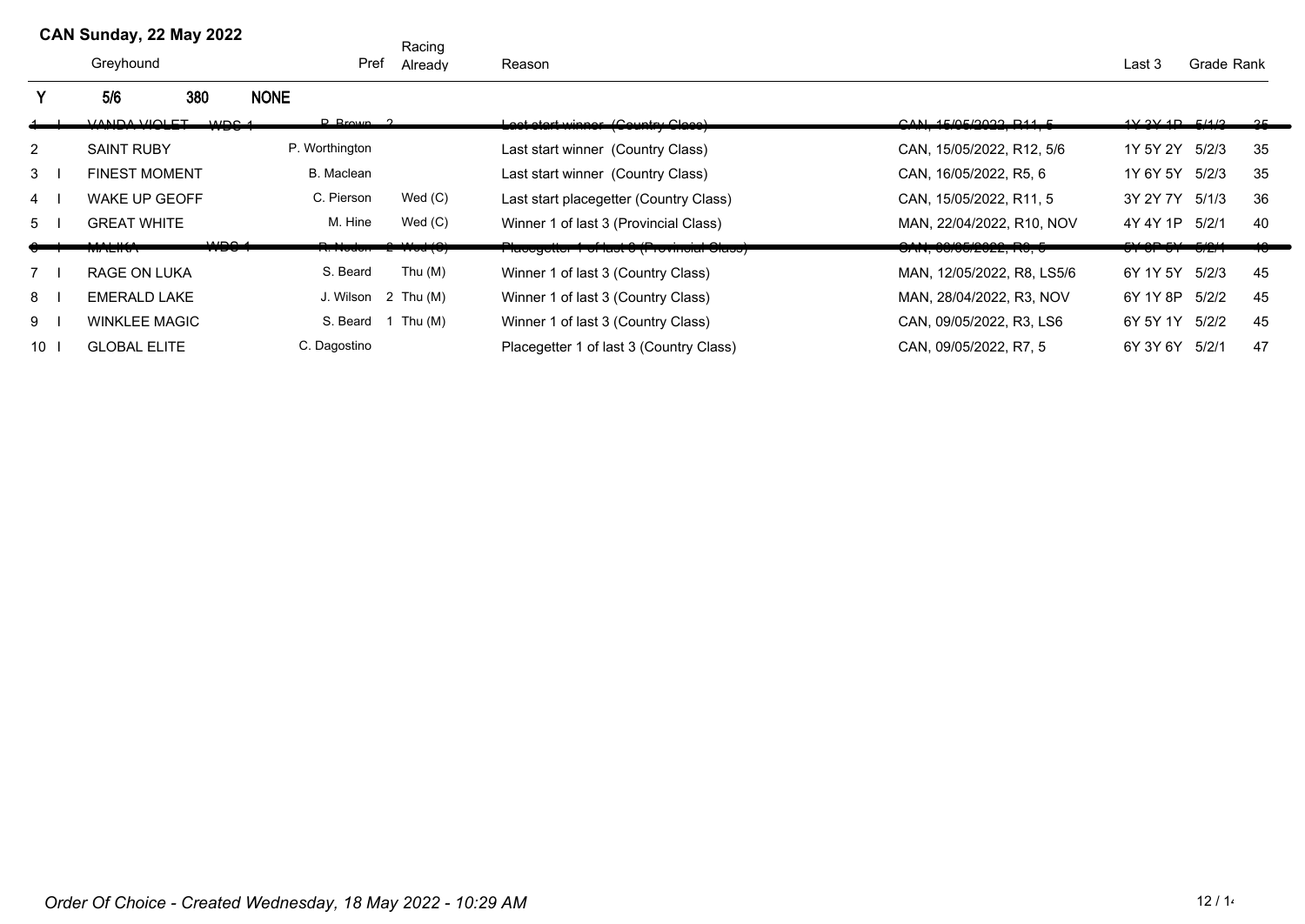**CAN Sunday, 22 May 2022**

| | Greyhound | | Pref | Racing Already | Reason | | Last 3 | Grade | Rank |
|---|---|---|---|---|---|---|---|---|---|
| Y | 5/6 | 380 NONE | | | | | | | |
| ~~1 I~~ | ~~VANDA VIOLET~~ | ~~WDC 1~~ | ~~R. Brown~~ | ~~2~~ | ~~Last start winner (Country Class)~~ | ~~CAN, 15/05/2022, R11, 5~~ | ~~1Y 3Y 1P~~ | ~~5/1/3~~ | ~~35~~ |
| 2 | SAINT RUBY | | P. Worthington | | Last start winner (Country Class) | CAN, 15/05/2022, R12, 5/6 | 1Y 5Y 2Y | 5/2/3 | 35 |
| 3 I | FINEST MOMENT | | B. Maclean | | Last start winner (Country Class) | CAN, 16/05/2022, R5, 6 | 1Y 6Y 5Y | 5/2/3 | 35 |
| 4 I | WAKE UP GEOFF | | C. Pierson | Wed (C) | Last start placegetter (Country Class) | CAN, 15/05/2022, R11, 5 | 3Y 2Y 7Y | 5/1/3 | 36 |
| 5 I | GREAT WHITE | | M. Hine | Wed (C) | Winner 1 of last 3 (Provincial Class) | MAN, 22/04/2022, R10, NOV | 4Y 4Y 1P | 5/2/1 | 40 |
| ~~6 I~~ | ~~MALIKA~~ | ~~WDC 1~~ | ~~R. Noden~~ | ~~2 Wed (C)~~ | ~~Placegetter 1 of last 3 (Provincial Class)~~ | ~~CAN, 08/05/2022, R8, 5~~ | ~~5Y 3P 5Y~~ | ~~5/2/1~~ | ~~43~~ |
| 7 I | RAGE ON LUKA | | S. Beard | Thu (M) | Winner 1 of last 3 (Country Class) | MAN, 12/05/2022, R8, LS5/6 | 6Y 1Y 5Y | 5/2/3 | 45 |
| 8 I | EMERALD LAKE | | J. Wilson | 2 Thu (M) | Winner 1 of last 3 (Country Class) | MAN, 28/04/2022, R3, NOV | 6Y 1Y 8P | 5/2/2 | 45 |
| 9 I | WINKLEE MAGIC | | S. Beard | 1 Thu (M) | Winner 1 of last 3 (Country Class) | CAN, 09/05/2022, R3, LS6 | 6Y 5Y 1Y | 5/2/2 | 45 |
| 10 I | GLOBAL ELITE | | C. Dagostino | | Placegetter 1 of last 3 (Country Class) | CAN, 09/05/2022, R7, 5 | 6Y 3Y 6Y | 5/2/1 | 47 |

*Order Of Choice - Created Wednesday, 18 May 2022 - 10:29 AM*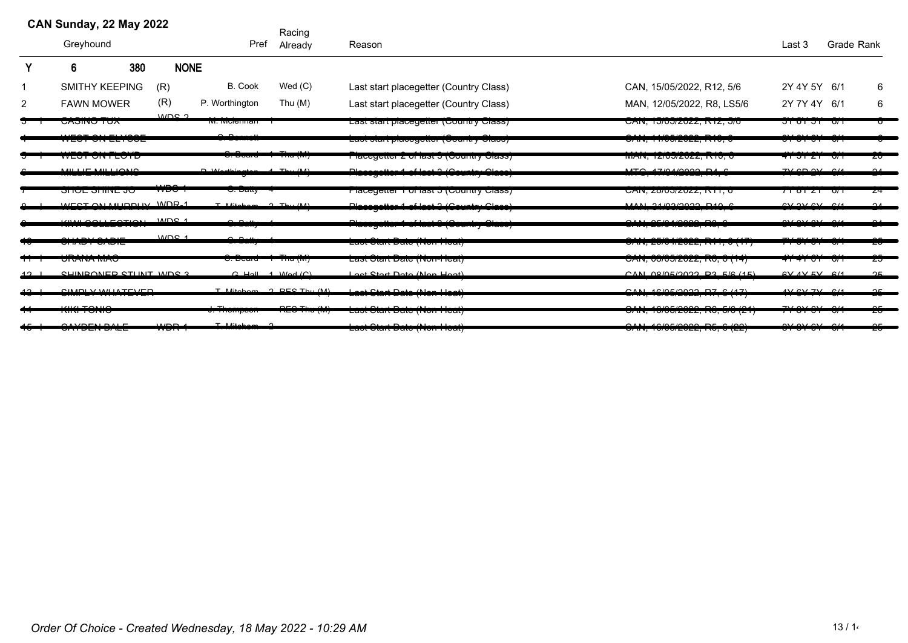## CAN Sunday, 22 May 2022

| | Greyhound | | Pref | Racing Already | Reason | | Last 3 | Grade | Rank |
|---|---|---|---|---|---|---|---|---|---|
| Y | 6 | 380 | NONE | | | | | | |
| 1 | SMITHY KEEPING | (R) | B. Cook | Wed (C) | Last start placegetter (Country Class) | CAN, 15/05/2022, R12, 5/6 | 2Y 4Y 5Y | 6/1 | 6 |
| 2 | FAWN MOWER | (R) | P. Worthington | Thu (M) | Last start placegetter (Country Class) | MAN, 12/05/2022, R8, LS5/6 | 2Y 7Y 4Y | 6/1 | 6 |
| ~~3 I~~ | ~~CASINO TUX~~ | ~~WDS 2~~ | ~~M. Mclennan 1~~ | | ~~Last start placegetter (Country Class)~~ | ~~CAN, 15/05/2022, R12, 5/6~~ | ~~3Y 8Y 5Y~~ | ~~6/1~~ | ~~6~~ |
| ~~4~~ | ~~WEST ON ELYSSE~~ | | ~~S. Bennett~~ | | ~~Last start placegetter (Country Class)~~ | ~~CAN, 11/05/2022, R10, 6~~ | ~~3Y 3Y 8Y~~ | ~~6/1~~ | ~~6~~ |
| ~~5 I~~ | ~~WEST ON FLOYD~~ | | ~~S. Beard 1~~ | ~~Thu (M)~~ | ~~Placegetter 2 of last 3 (Country Class)~~ | ~~MAN, 12/05/2022, R10, 6~~ | ~~4Y 3Y 2Y~~ | ~~6/1~~ | ~~20~~ |
| ~~6~~ | ~~MILLIE MILLIONS~~ | | ~~P. Worthington 1~~ | ~~Thu (M)~~ | ~~Placegetter 1 of last 3 (Country Class)~~ | ~~MTG, 17/04/2022, R4, 6~~ | ~~7Y 6P 3Y~~ | ~~6/1~~ | ~~24~~ |
| ~~7~~ | ~~SHOE SHINE JO~~ | ~~WDS 1~~ | ~~C. Batty 1~~ | | ~~Placegetter 1 of last 3 (Country Class)~~ | ~~CAN, 28/03/2022, R11, 6~~ | ~~7Y 8Y 2Y~~ | ~~6/1~~ | ~~24~~ |
| ~~8 I~~ | ~~WEST ON MURPHY~~ | ~~WDR 1~~ | ~~T. Mitcham 2~~ | ~~Thu (M)~~ | ~~Placegetter 1 of last 3 (Country Class)~~ | ~~MAN, 31/03/2022, R10, 6~~ | ~~6Y 3Y 6Y~~ | ~~6/1~~ | ~~24~~ |
| ~~9~~ | ~~KIWI COLLECTION~~ | ~~WDS 1~~ | ~~C. Batty 1~~ | | ~~Placegetter 1 of last 3 (Country Class)~~ | ~~CAN, 25/04/2022, R8, 6~~ | ~~8Y 3Y 8Y~~ | ~~6/1~~ | ~~24~~ |
| ~~10~~ | ~~SHADY SADIE~~ | ~~WDS 1~~ | ~~C. Batty 1~~ | | ~~Last Start Date (Non Heat)~~ | ~~CAN, 25/04/2022, R11, 6 (17)~~ | ~~7Y 5Y 5Y~~ | ~~6/1~~ | ~~25~~ |
| ~~11 I~~ | ~~URANA MAC~~ | | ~~S. Beard 1~~ | ~~Thu (M)~~ | ~~Last Start Date (Non Heat)~~ | ~~CAN, 08/05/2022, R6, 6 (14)~~ | ~~4Y 4Y 8Y~~ | ~~6/1~~ | ~~25~~ |
| ~~12 I~~ | ~~SHINBONER STUNT~~ | ~~WDS 3~~ | ~~G. Hall 1~~ | ~~Wed (C)~~ | ~~Last Start Date (Non Heat)~~ | ~~CAN, 08/05/2022, R3, 5/6 (15)~~ | ~~6X 4Y 5Y~~ | ~~6/1~~ | ~~25~~ |
| ~~13 I~~ | ~~SIMPLY WHATEVER~~ | | ~~T. Mitcham 2~~ | ~~RES Thu (M)~~ | ~~Last Start Date (Non Heat)~~ | ~~CAN, 16/05/2022, R7, 6 (17)~~ | ~~4Y 6Y 7Y~~ | ~~6/1~~ | ~~25~~ |
| ~~14~~ | ~~KIKI TONIC~~ | | ~~J. Thompson~~ | ~~RES Thu (M)~~ | ~~Last Start Date (Non Heat)~~ | ~~CAN, 16/05/2022, R6, 5/6 (21)~~ | ~~7Y 8Y 8Y~~ | ~~6/1~~ | ~~25~~ |
| ~~15 I~~ | ~~CAYDEN BALE~~ | ~~WDR 1~~ | ~~T. Mitcham 2~~ | | ~~Last Start Date (Non Heat)~~ | ~~CAN, 16/05/2022, R5, 6 (22)~~ | ~~8Y 8Y 8Y~~ | ~~6/1~~ | ~~25~~ |

*Order Of Choice - Created Wednesday, 18 May 2022 - 10:29 AM*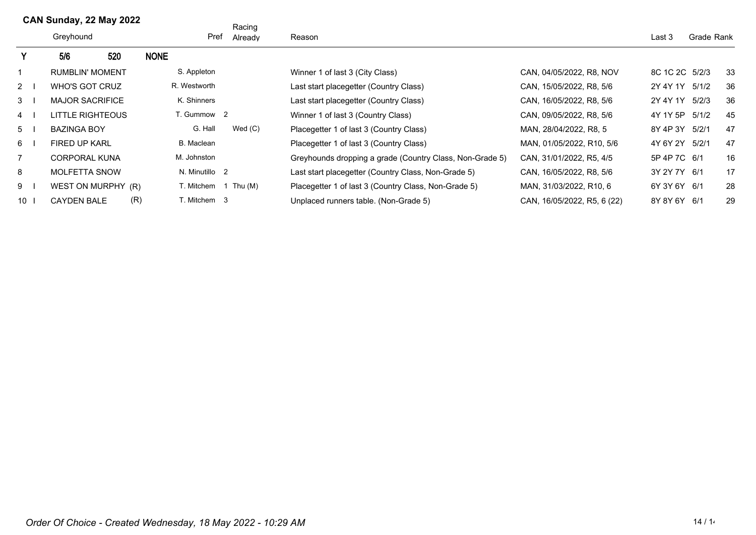**CAN Sunday, 22 May 2022**

| | | Greyhound | | Pref | Racing Already | Reason | | Last 3 | Grade | Rank |
|---|---|---|---|---|---|---|---|---|---|---|
| **Y** | | **5/6** | **520** | **NONE** | | | | | | |
| 1 | | RUMBLIN' MOMENT | | S. Appleton | | Winner 1 of last 3 (City Class) | CAN, 04/05/2022, R8, NOV | 8C 1C 2C | 5/2/3 | 33 |
| 2 | I | WHO'S GOT CRUZ | | R. Westworth | | Last start placegetter (Country Class) | CAN, 15/05/2022, R8, 5/6 | 2Y 4Y 1Y | 5/1/2 | 36 |
| 3 | I | MAJOR SACRIFICE | | K. Shinners | | Last start placegetter (Country Class) | CAN, 16/05/2022, R8, 5/6 | 2Y 4Y 1Y | 5/2/3 | 36 |
| 4 | I | LITTLE RIGHTEOUS | | T. Gummow 2 | | Winner 1 of last 3 (Country Class) | CAN, 09/05/2022, R8, 5/6 | 4Y 1Y 5P | 5/1/2 | 45 |
| 5 | I | BAZINGA BOY | | G. Hall | Wed (C) | Placegetter 1 of last 3 (Country Class) | MAN, 28/04/2022, R8, 5 | 8Y 4P 3Y | 5/2/1 | 47 |
| 6 | I | FIRED UP KARL | | B. Maclean | | Placegetter 1 of last 3 (Country Class) | MAN, 01/05/2022, R10, 5/6 | 4Y 6Y 2Y | 5/2/1 | 47 |
| 7 | | CORPORAL KUNA | | M. Johnston | | Greyhounds dropping a grade (Country Class, Non-Grade 5) | CAN, 31/01/2022, R5, 4/5 | 5P 4P 7C | 6/1 | 16 |
| 8 | | MOLFETTA SNOW | | N. Minutillo 2 | | Last start placegetter (Country Class, Non-Grade 5) | CAN, 16/05/2022, R8, 5/6 | 3Y 2Y 7Y | 6/1 | 17 |
| 9 | I | WEST ON MURPHY | (R) | T. Mitchem 1 | Thu (M) | Placegetter 1 of last 3 (Country Class, Non-Grade 5) | MAN, 31/03/2022, R10, 6 | 6Y 3Y 6Y | 6/1 | 28 |
| 10 | I | CAYDEN BALE | (R) | T. Mitchem 3 | | Unplaced runners table. (Non-Grade 5) | CAN, 16/05/2022, R5, 6 (22) | 8Y 8Y 6Y | 6/1 | 29 |

*Order Of Choice - Created Wednesday, 18 May 2022 - 10:29 AM*